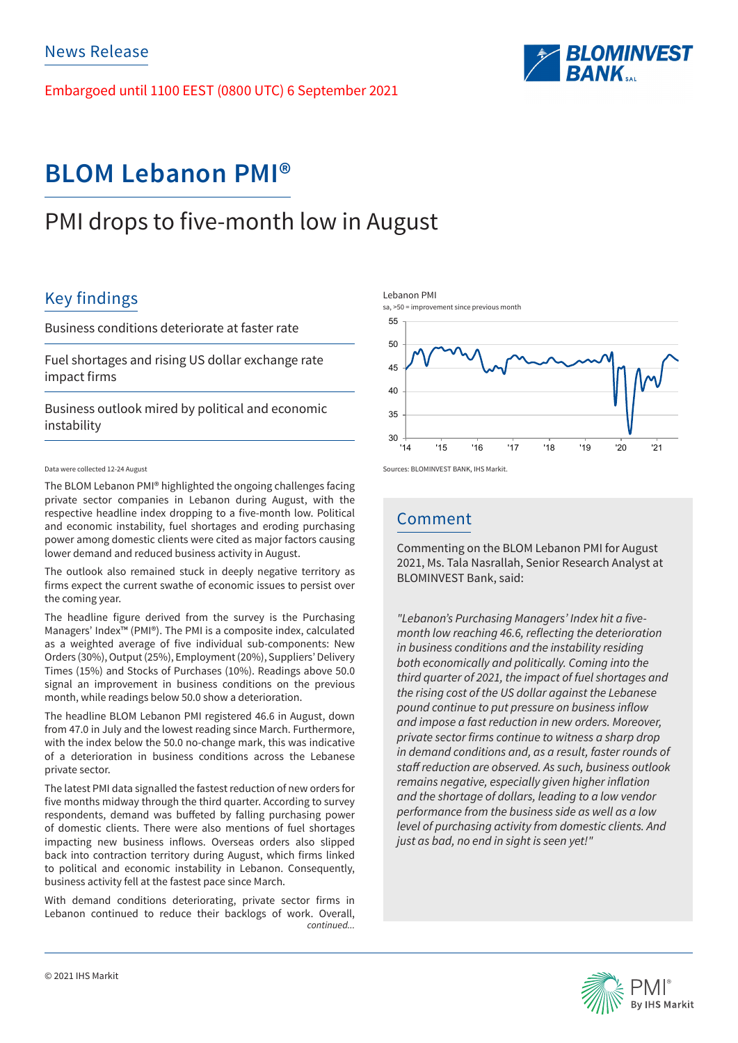News Release

Embargoed until 1100 EEST (0800 UTC) 6 September 2021

# BLOM Lebanon PMI®

## PMI drops to five-month low in August

### Key findings

Business conditions deteriorate at faster rate

Fuel shortages and rising US dollar exchange rate impact firms

Business outlook mired by political and economic instability

Data were collected 12-24 August

The BLOM Lebanon PMI® highlighted the ongoing challenges facing private sector companies in Lebanon during August, with the respective headline index dropping to a five-month low. Political and economic instability, fuel shortages and eroding purchasing power among domestic clients were cited as major factors causing lower demand and reduced business activity in August.

The outlook also remained stuck in deeply negative territory as firms expect the current swathe of economic issues to persist over the coming year.

The headline figure derived from the survey is the Purchasing Managers' Index™ (PMI®). The PMI is a composite index, calculated as a weighted average of five individual sub-components: New Orders (30%), Output (25%), Employment (20%), Suppliers' Delivery Times (15%) and Stocks of Purchases (10%). Readings above 50.0 signal an improvement in business conditions on the previous month, while readings below 50.0 show a deterioration.

The headline BLOM Lebanon PMI registered 46.6 in August, down from 47.0 in July and the lowest reading since March. Furthermore, with the index below the 50.0 no-change mark, this was indicative of a deterioration in business conditions across the Lebanese private sector.

The latest PMI data signalled the fastest reduction of new orders for five months midway through the third quarter. According to survey respondents, demand was buffeted by falling purchasing power of domestic clients. There were also mentions of fuel shortages impacting new business inflows. Overseas orders also slipped back into contraction territory during August, which firms linked to political and economic instability in Lebanon. Consequently, business activity fell at the fastest pace since March.

With demand conditions deteriorating, private sector firms in Lebanon continued to reduce their backlogs of work. Overall, *continued...*

Lebanon PMI
sa, >50 = improvement since previous month

Sources: BLOMINVEST BANK, IHS Markit.

### Comment

Commenting on the BLOM Lebanon PMI for August 2021, Ms. Tala Nasrallah, Senior Research Analyst at BLOMINVEST Bank, said:

*"Lebanon's Purchasing Managers' Index hit a five-month low reaching 46.6, reflecting the deterioration in business conditions and the instability residing both economically and politically. Coming into the third quarter of 2021, the impact of fuel shortages and the rising cost of the US dollar against the Lebanese pound continue to put pressure on business inflow and impose a fast reduction in new orders. Moreover, private sector firms continue to witness a sharp drop in demand conditions and, as a result, faster rounds of staff reduction are observed. As such, business outlook remains negative, especially given higher inflation and the shortage of dollars, leading to a low vendor performance from the business side as well as a low level of purchasing activity from domestic clients. And just as bad, no end in sight is seen yet!"*

© 2021 IHS Markit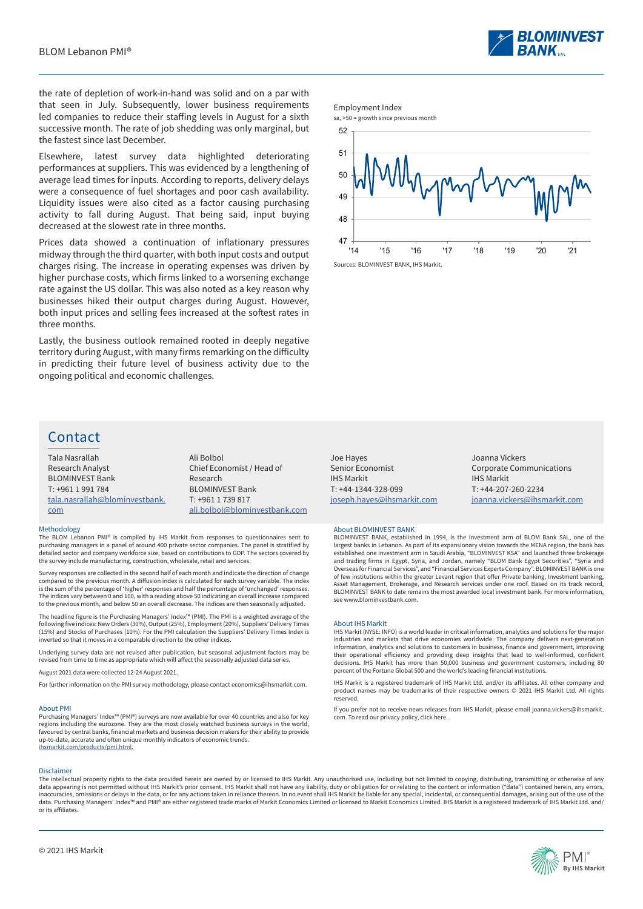the rate of depletion of work-in-hand was solid and on a par with that seen in July. Subsequently, lower business requirements led companies to reduce their staffing levels in August for a sixth successive month. The rate of job shedding was only marginal, but the fastest since last December.

Elsewhere, latest survey data highlighted deteriorating performances at suppliers. This was evidenced by a lengthening of average lead times for inputs. According to reports, delivery delays were a consequence of fuel shortages and poor cash availability. Liquidity issues were also cited as a factor causing purchasing activity to fall during August. That being said, input buying decreased at the slowest rate in three months.

Prices data showed a continuation of inflationary pressures midway through the third quarter, with both input costs and output charges rising. The increase in operating expenses was driven by higher purchase costs, which firms linked to a worsening exchange rate against the US dollar. This was also noted as a key reason why businesses hiked their output charges during August. However, both input prices and selling fees increased at the softest rates in three months.

Lastly, the business outlook remained rooted in deeply negative territory during August, with many firms remarking on the difficulty in predicting their future level of business activity due to the ongoing political and economic challenges.

Employment Index
sa, >50 = growth since previous month

52
51
50
49
48
47
'14 '15 '16 '17 '18 '19 '20 '21

Sources: BLOMINVEST BANK, IHS Markit.

## Contact

Tala Nasrallah
Research Analyst
BLOMINVEST Bank
T: +961 1 991 784
tala.nasrallah@blominvestbank.com

Ali Bolbol
Chief Economist / Head of Research
BLOMINVEST Bank
T: +961 1 739 817
ali.bolbol@blominvestbank.com

Joe Hayes
Senior Economist
IHS Markit
T: +44-1344-328-099
joseph.hayes@ihsmarkit.com

Joanna Vickers
Corporate Communications
IHS Markit
T: +44-207-260-2234
joanna.vickers@ihsmarkit.com

### Methodology

The BLOM Lebanon PMI® is compiled by IHS Markit from responses to questionnaires sent to purchasing managers in a panel of around 400 private sector companies. The panel is stratified by detailed sector and company workforce size, based on contributions to GDP. The sectors covered by the survey include manufacturing, construction, wholesale, retail and services.

Survey responses are collected in the second half of each month and indicate the direction of change compared to the previous month. A diffusion index is calculated for each survey variable. The index is the sum of the percentage of 'higher' responses and half the percentage of 'unchanged' responses. The indices vary between 0 and 100, with a reading above 50 indicating an overall increase compared to the previous month, and below 50 an overall decrease. The indices are then seasonally adjusted.

The headline figure is the Purchasing Managers' Index™ (PMI). The PMI is a weighted average of the following five indices: New Orders (30%), Output (25%), Employment (20%), Suppliers' Delivery Times (15%) and Stocks of Purchases (10%). For the PMI calculation the Suppliers' Delivery Times Index is inverted so that it moves in a comparable direction to the other indices.

Underlying survey data are not revised after publication, but seasonal adjustment factors may be revised from time to time as appropriate which will affect the seasonally adjusted data series.

August 2021 data were collected 12-24 August 2021.

For further information on the PMI survey methodology, please contact economics@ihsmarkit.com.

### About PMI

Purchasing Managers' Index™ (PMI®) surveys are now available for over 40 countries and also for key regions including the eurozone. They are the most closely watched business surveys in the world, favoured by central banks, financial markets and business decision makers for their ability to provide up-to-date, accurate and often unique monthly indicators of economic trends.
ihsmarkit.com/products/pmi.html.

### About BLOMINVEST BANK

BLOMINVEST BANK, established in 1994, is the investment arm of BLOM Bank SAL, one of the largest banks in Lebanon. As part of its expansionary vision towards the MENA region, the bank has established one investment arm in Saudi Arabia, "BLOMINVEST KSA" and launched three brokerage and trading firms in Egypt, Syria, and Jordan, namely "BLOM Bank Egypt Securities", "Syria and Overseas for Financial Services", and "Financial Services Experts Company". BLOMINVEST BANK is one of few institutions within the greater Levant region that offer Private banking, Investment banking, Asset Management, Brokerage, and Research services under one roof. Based on its track record, BLOMINVEST BANK to date remains the most awarded local investment bank. For more information, see www.blominvestbank.com.

### About IHS Markit

IHS Markit (NYSE: INFO) is a world leader in critical information, analytics and solutions for the major industries and markets that drive economies worldwide. The company delivers next-generation information, analytics and solutions to customers in business, finance and government, improving their operational efficiency and providing deep insights that lead to well-informed, confident decisions. IHS Markit has more than 50,000 business and government customers, including 80 percent of the Fortune Global 500 and the world's leading financial institutions.

IHS Markit is a registered trademark of IHS Markit Ltd. and/or its affiliates. All other company and product names may be trademarks of their respective owners © 2021 IHS Markit Ltd. All rights reserved.

If you prefer not to receive news releases from IHS Markit, please email joanna.vickers@ihsmarkit.com. To read our privacy policy, click here.

### Disclaimer

The intellectual property rights to the data provided herein are owned by or licensed to IHS Markit. Any unauthorised use, including but not limited to copying, distributing, transmitting or otherwise of any data appearing is not permitted without IHS Markit's prior consent. IHS Markit shall not have any liability, duty or obligation for or relating to the content or information ("data") contained herein, any errors, inaccuracies, omissions or delays in the data, or for any actions taken in reliance thereon. In no event shall IHS Markit be liable for any special, incidental, or consequential damages, arising out of the use of the data. Purchasing Managers' Index™ and PMI® are either registered trade marks of Markit Economics Limited or licensed to Markit Economics Limited. IHS Markit is a registered trademark of IHS Markit Ltd. and/or its affiliates.

© 2021 IHS Markit